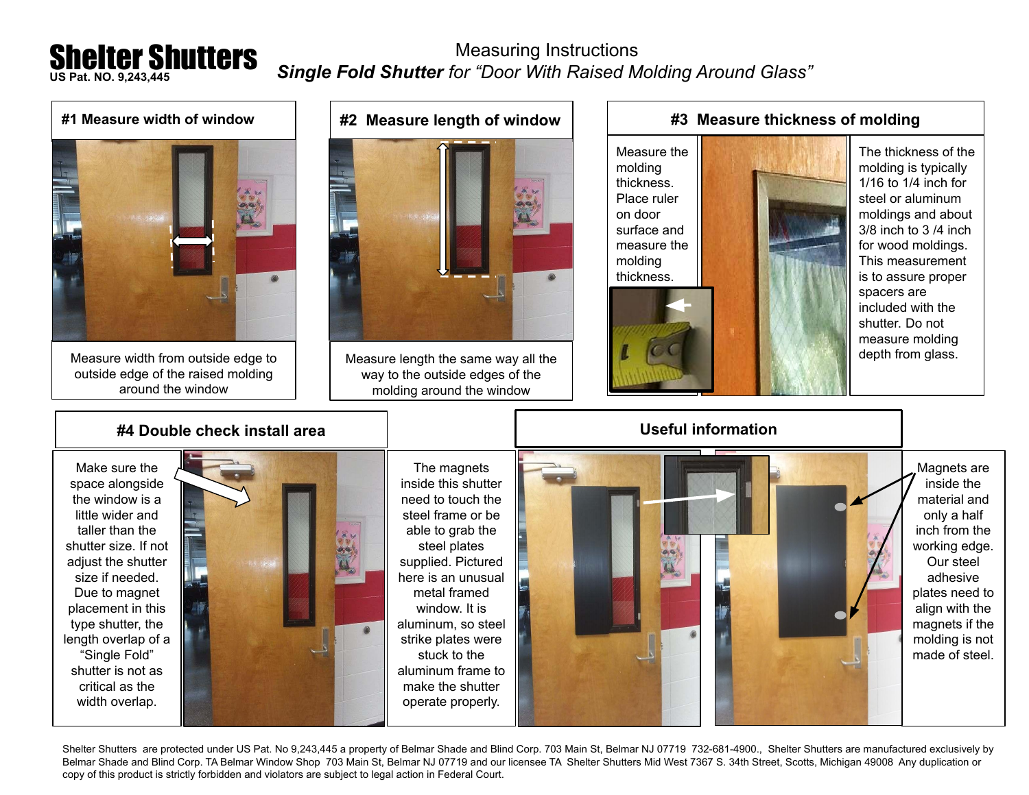# Shelter Shutters

US Pat. NO. 9,243,445

Measuring Instructions

***Single Fold Shutter** for "Door With Raised Molding Around Glass"*

## #1 Measure width of window

Measure width from outside edge to outside edge of the raised molding around the window

## #2 Measure length of window

Measure length the same way all the way to the outside edges of the molding around the window

## #3 Measure thickness of molding

Measure the molding thickness. Place ruler on door surface and measure the molding thickness.

The thickness of the molding is typically 1/16 to 1/4 inch for steel or aluminum moldings and about 3/8 inch to 3 /4 inch for wood moldings. This measurement is to assure proper spacers are included with the shutter. Do not measure molding depth from glass.

## #4 Double check install area

Make sure the space alongside the window is a little wider and taller than the shutter size. If not adjust the shutter size if needed. Due to magnet placement in this type shutter, the length overlap of a "Single Fold" shutter is not as critical as the width overlap.

## Useful information

The magnets inside this shutter need to touch the steel frame or be able to grab the steel plates supplied. Pictured here is an unusual metal framed window. It is aluminum, so steel strike plates were stuck to the aluminum frame to make the shutter operate properly.

Magnets are inside the material and only a half inch from the working edge. Our steel adhesive plates need to align with the magnets if the molding is not made of steel.

Shelter Shutters are protected under US Pat. No 9,243,445 a property of Belmar Shade and Blind Corp. 703 Main St, Belmar NJ 07719 732-681-4900., Shelter Shutters are manufactured exclusively by Belmar Shade and Blind Corp. TA Belmar Window Shop 703 Main St, Belmar NJ 07719 and our licensee TA Shelter Shutters Mid West 7367 S. 34th Street, Scotts, Michigan 49008 Any duplication or copy of this product is strictly forbidden and violators are subject to legal action in Federal Court.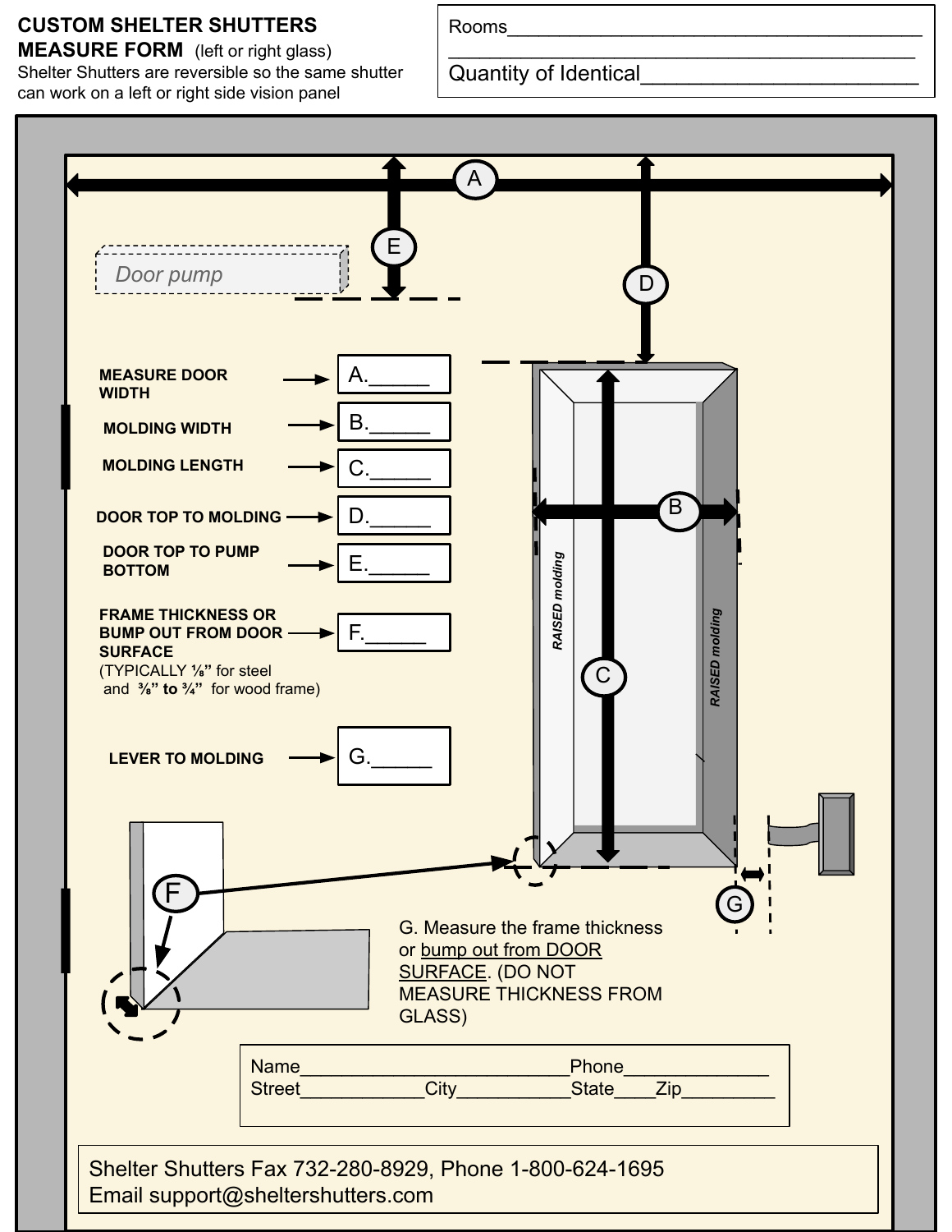# CUSTOM SHELTER SHUTTERS MEASURE FORM (left or right glass)

Shelter Shutters are reversible so the same shutter can work on a left or right side vision panel

Rooms______________________________________

Quantity of Identical______________________

**MEASURE DOOR WIDTH** → A.______

**MOLDING WIDTH** → B.______

**MOLDING LENGTH** → C.______

**DOOR TOP TO MOLDING** → D.______

**DOOR TOP TO PUMP BOTTOM** → E.______

**FRAME THICKNESS OR BUMP OUT FROM DOOR SURFACE** → F.______
(TYPICALLY ⅛" for steel and ⅜" to ¾" for wood frame)

**LEVER TO MOLDING** → G.______

Door pump

RAISED molding

RAISED molding

G. Measure the frame thickness or bump out from DOOR SURFACE. (DO NOT MEASURE THICKNESS FROM GLASS)

Name__________________________Phone______________
Street____________City___________State____Zip_________

Shelter Shutters Fax 732-280-8929, Phone 1-800-624-1695
Email support@sheltershutters.com